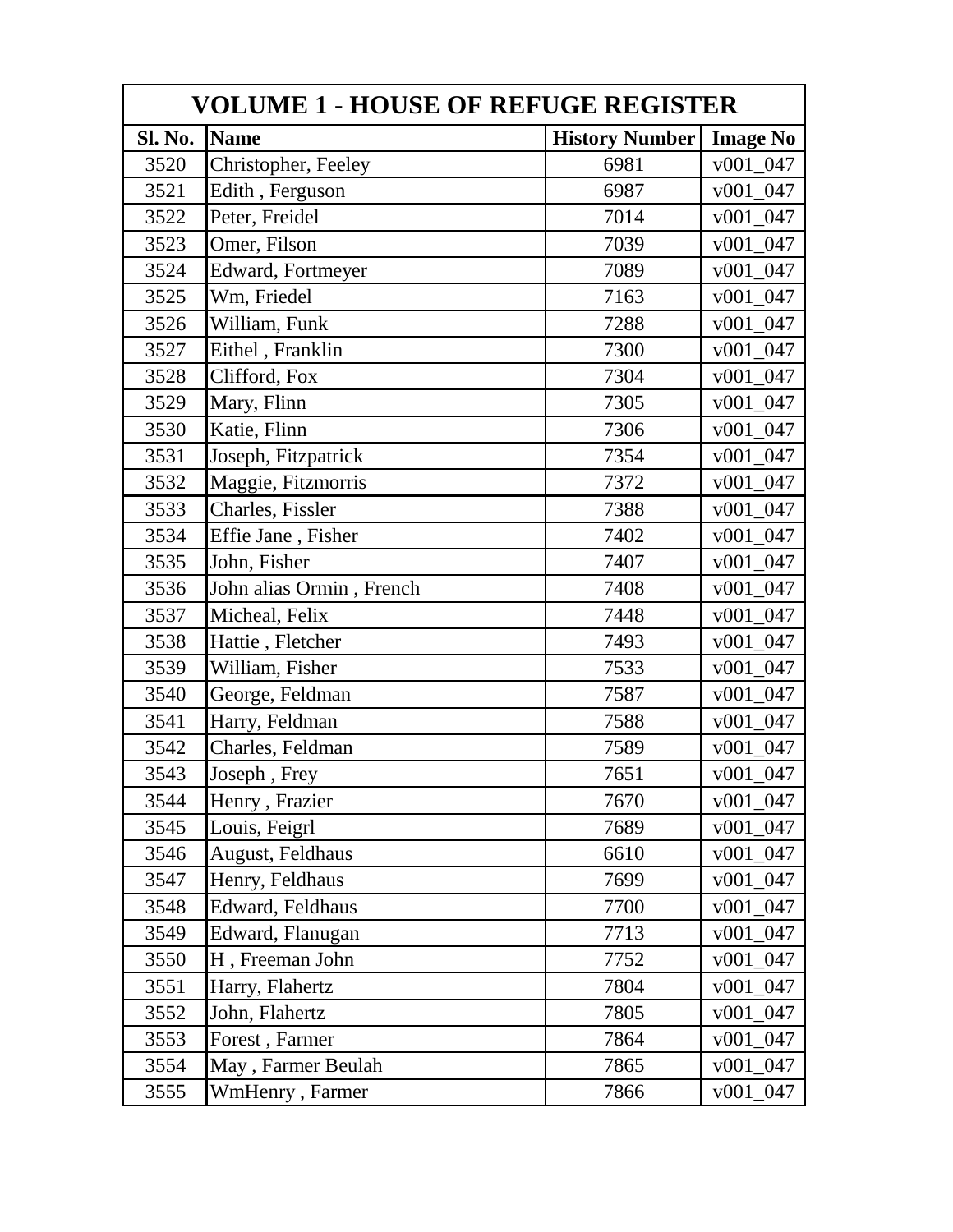| VOLUME 1 - HOUSE OF REFUGE REGISTER | | | |
|---|---|---|---|
| **Sl. No.** | **Name** | **History Number** | **Image No** |
| 3520 | Christopher, Feeley | 6981 | v001_047 |
| 3521 | Edith , Ferguson | 6987 | v001_047 |
| 3522 | Peter, Freidel | 7014 | v001_047 |
| 3523 | Omer, Filson | 7039 | v001_047 |
| 3524 | Edward, Fortmeyer | 7089 | v001_047 |
| 3525 | Wm, Friedel | 7163 | v001_047 |
| 3526 | William, Funk | 7288 | v001_047 |
| 3527 | Eithel , Franklin | 7300 | v001_047 |
| 3528 | Clifford, Fox | 7304 | v001_047 |
| 3529 | Mary, Flinn | 7305 | v001_047 |
| 3530 | Katie, Flinn | 7306 | v001_047 |
| 3531 | Joseph, Fitzpatrick | 7354 | v001_047 |
| 3532 | Maggie, Fitzmorris | 7372 | v001_047 |
| 3533 | Charles, Fissler | 7388 | v001_047 |
| 3534 | Effie Jane , Fisher | 7402 | v001_047 |
| 3535 | John, Fisher | 7407 | v001_047 |
| 3536 | John alias Ormin , French | 7408 | v001_047 |
| 3537 | Micheal, Felix | 7448 | v001_047 |
| 3538 | Hattie , Fletcher | 7493 | v001_047 |
| 3539 | William, Fisher | 7533 | v001_047 |
| 3540 | George, Feldman | 7587 | v001_047 |
| 3541 | Harry, Feldman | 7588 | v001_047 |
| 3542 | Charles, Feldman | 7589 | v001_047 |
| 3543 | Joseph , Frey | 7651 | v001_047 |
| 3544 | Henry , Frazier | 7670 | v001_047 |
| 3545 | Louis, Feigrl | 7689 | v001_047 |
| 3546 | August, Feldhaus | 6610 | v001_047 |
| 3547 | Henry, Feldhaus | 7699 | v001_047 |
| 3548 | Edward, Feldhaus | 7700 | v001_047 |
| 3549 | Edward, Flanugan | 7713 | v001_047 |
| 3550 | H , Freeman John | 7752 | v001_047 |
| 3551 | Harry, Flahertz | 7804 | v001_047 |
| 3552 | John, Flahertz | 7805 | v001_047 |
| 3553 | Forest , Farmer | 7864 | v001_047 |
| 3554 | May , Farmer Beulah | 7865 | v001_047 |
| 3555 | WmHenry , Farmer | 7866 | v001_047 |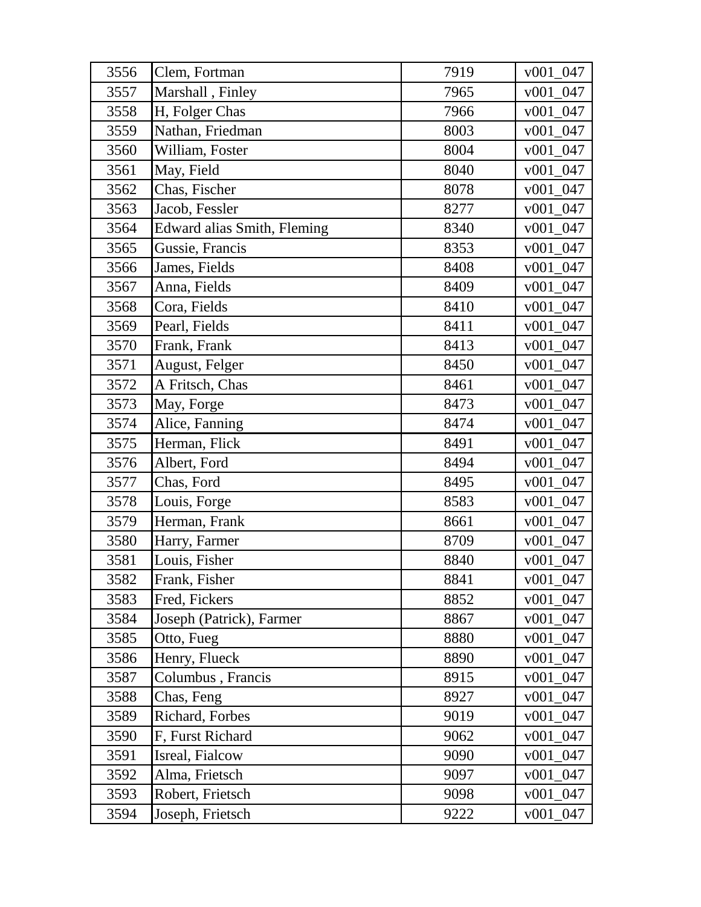| 3556 | Clem, Fortman | 7919 | v001_047 |
|---|---|---|---|
| 3557 | Marshall , Finley | 7965 | v001_047 |
| 3558 | H, Folger Chas | 7966 | v001_047 |
| 3559 | Nathan, Friedman | 8003 | v001_047 |
| 3560 | William, Foster | 8004 | v001_047 |
| 3561 | May, Field | 8040 | v001_047 |
| 3562 | Chas, Fischer | 8078 | v001_047 |
| 3563 | Jacob, Fessler | 8277 | v001_047 |
| 3564 | Edward alias Smith, Fleming | 8340 | v001_047 |
| 3565 | Gussie, Francis | 8353 | v001_047 |
| 3566 | James, Fields | 8408 | v001_047 |
| 3567 | Anna, Fields | 8409 | v001_047 |
| 3568 | Cora, Fields | 8410 | v001_047 |
| 3569 | Pearl, Fields | 8411 | v001_047 |
| 3570 | Frank, Frank | 8413 | v001_047 |
| 3571 | August, Felger | 8450 | v001_047 |
| 3572 | A Fritsch, Chas | 8461 | v001_047 |
| 3573 | May, Forge | 8473 | v001_047 |
| 3574 | Alice, Fanning | 8474 | v001_047 |
| 3575 | Herman, Flick | 8491 | v001_047 |
| 3576 | Albert, Ford | 8494 | v001_047 |
| 3577 | Chas, Ford | 8495 | v001_047 |
| 3578 | Louis, Forge | 8583 | v001_047 |
| 3579 | Herman, Frank | 8661 | v001_047 |
| 3580 | Harry, Farmer | 8709 | v001_047 |
| 3581 | Louis, Fisher | 8840 | v001_047 |
| 3582 | Frank, Fisher | 8841 | v001_047 |
| 3583 | Fred, Fickers | 8852 | v001_047 |
| 3584 | Joseph (Patrick), Farmer | 8867 | v001_047 |
| 3585 | Otto, Fueg | 8880 | v001_047 |
| 3586 | Henry, Flueck | 8890 | v001_047 |
| 3587 | Columbus , Francis | 8915 | v001_047 |
| 3588 | Chas, Feng | 8927 | v001_047 |
| 3589 | Richard, Forbes | 9019 | v001_047 |
| 3590 | F, Furst Richard | 9062 | v001_047 |
| 3591 | Isreal, Fialcow | 9090 | v001_047 |
| 3592 | Alma, Frietsch | 9097 | v001_047 |
| 3593 | Robert, Frietsch | 9098 | v001_047 |
| 3594 | Joseph, Frietsch | 9222 | v001_047 |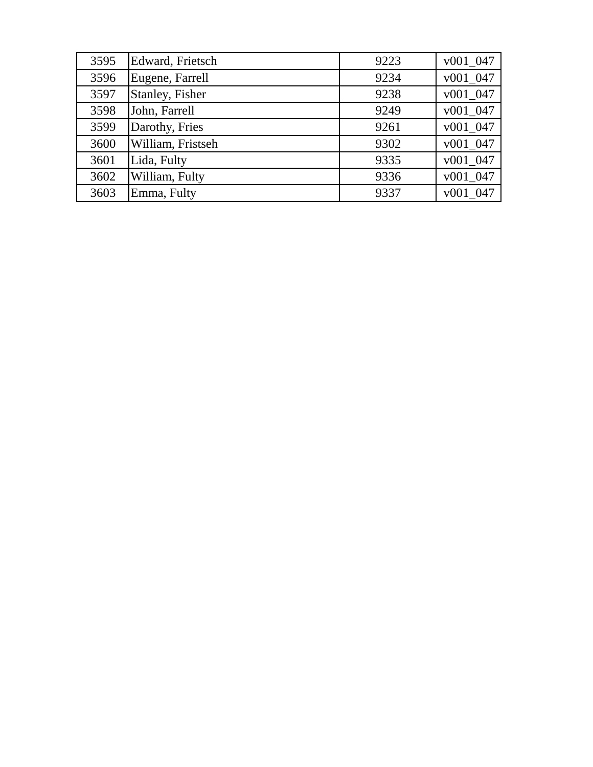| | | | |
|---|---|---|---|
| 3595 | Edward, Frietsch | 9223 | v001_047 |
| 3596 | Eugene, Farrell | 9234 | v001_047 |
| 3597 | Stanley, Fisher | 9238 | v001_047 |
| 3598 | John, Farrell | 9249 | v001_047 |
| 3599 | Darothy, Fries | 9261 | v001_047 |
| 3600 | William, Fristseh | 9302 | v001_047 |
| 3601 | Lida, Fulty | 9335 | v001_047 |
| 3602 | William, Fulty | 9336 | v001_047 |
| 3603 | Emma, Fulty | 9337 | v001_047 |